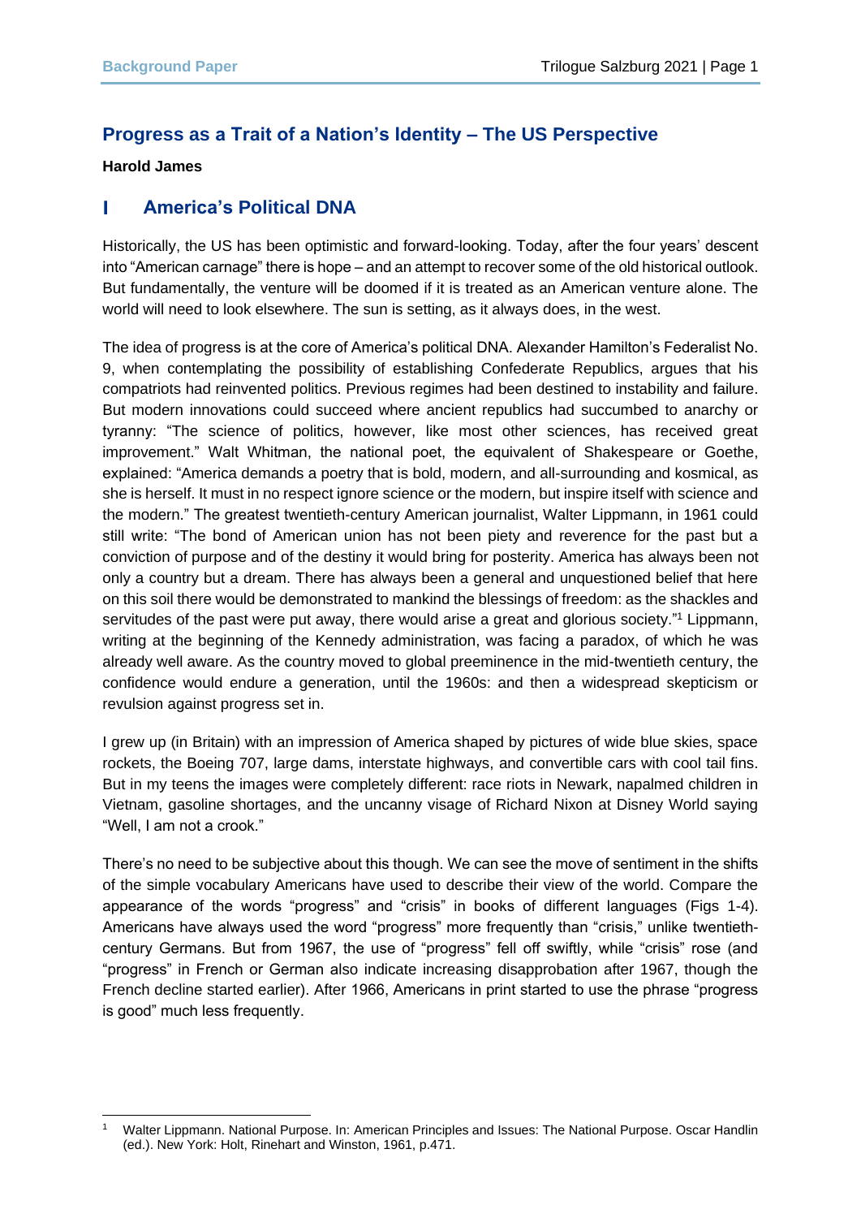# Progress as a Trait of a Nation's Identity – The US Perspective

**Harold James**

## I America's Political DNA

Historically, the US has been optimistic and forward-looking. Today, after the four years' descent into "American carnage" there is hope – and an attempt to recover some of the old historical outlook. But fundamentally, the venture will be doomed if it is treated as an American venture alone. The world will need to look elsewhere. The sun is setting, as it always does, in the west.

The idea of progress is at the core of America's political DNA. Alexander Hamilton's Federalist No. 9, when contemplating the possibility of establishing Confederate Republics, argues that his compatriots had reinvented politics. Previous regimes had been destined to instability and failure. But modern innovations could succeed where ancient republics had succumbed to anarchy or tyranny: "The science of politics, however, like most other sciences, has received great improvement." Walt Whitman, the national poet, the equivalent of Shakespeare or Goethe, explained: "America demands a poetry that is bold, modern, and all-surrounding and kosmical, as she is herself. It must in no respect ignore science or the modern, but inspire itself with science and the modern." The greatest twentieth-century American journalist, Walter Lippmann, in 1961 could still write: "The bond of American union has not been piety and reverence for the past but a conviction of purpose and of the destiny it would bring for posterity. America has always been not only a country but a dream. There has always been a general and unquestioned belief that here on this soil there would be demonstrated to mankind the blessings of freedom: as the shackles and servitudes of the past were put away, there would arise a great and glorious society."[1] Lippmann, writing at the beginning of the Kennedy administration, was facing a paradox, of which he was already well aware. As the country moved to global preeminence in the mid-twentieth century, the confidence would endure a generation, until the 1960s: and then a widespread skepticism or revulsion against progress set in.

I grew up (in Britain) with an impression of America shaped by pictures of wide blue skies, space rockets, the Boeing 707, large dams, interstate highways, and convertible cars with cool tail fins. But in my teens the images were completely different: race riots in Newark, napalmed children in Vietnam, gasoline shortages, and the uncanny visage of Richard Nixon at Disney World saying "Well, I am not a crook."

There's no need to be subjective about this though. We can see the move of sentiment in the shifts of the simple vocabulary Americans have used to describe their view of the world. Compare the appearance of the words "progress" and "crisis" in books of different languages (Figs 1-4). Americans have always used the word "progress" more frequently than "crisis," unlike twentieth-century Germans. But from 1967, the use of "progress" fell off swiftly, while "crisis" rose (and "progress" in French or German also indicate increasing disapprobation after 1967, though the French decline started earlier). After 1966, Americans in print started to use the phrase "progress is good" much less frequently.

---

[1] Walter Lippmann. National Purpose. In: American Principles and Issues: The National Purpose. Oscar Handlin (ed.). New York: Holt, Rinehart and Winston, 1961, p.471.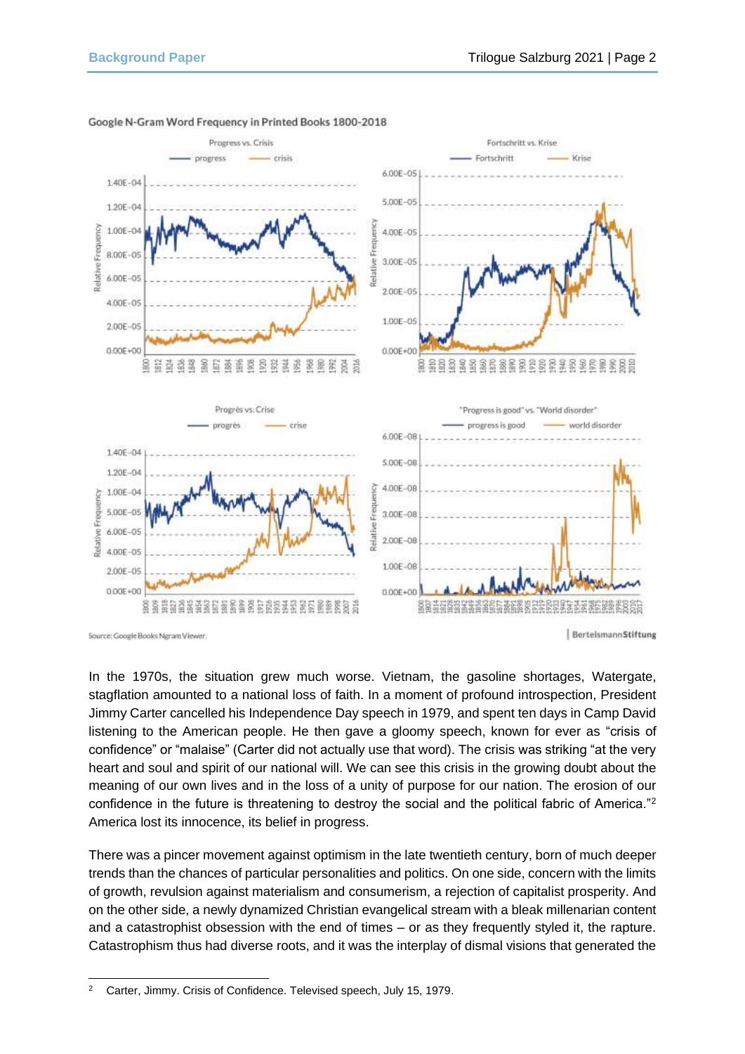Google N-Gram Word Frequency in Printed Books 1800-2018

Source: Google Books Ngram Viewer.

In the 1970s, the situation grew much worse. Vietnam, the gasoline shortages, Watergate, stagflation amounted to a national loss of faith. In a moment of profound introspection, President Jimmy Carter cancelled his Independence Day speech in 1979, and spent ten days in Camp David listening to the American people. He then gave a gloomy speech, known for ever as "crisis of confidence" or "malaise" (Carter did not actually use that word). The crisis was striking "at the very heart and soul and spirit of our national will. We can see this crisis in the growing doubt about the meaning of our own lives and in the loss of a unity of purpose for our nation. The erosion of our confidence in the future is threatening to destroy the social and the political fabric of America."[2] America lost its innocence, its belief in progress.

There was a pincer movement against optimism in the late twentieth century, born of much deeper trends than the chances of particular personalities and politics. On one side, concern with the limits of growth, revulsion against materialism and consumerism, a rejection of capitalist prosperity. And on the other side, a newly dynamized Christian evangelical stream with a bleak millenarian content and a catastrophist obsession with the end of times – or as they frequently styled it, the rapture. Catastrophism thus had diverse roots, and it was the interplay of dismal visions that generated the

---

[2] Carter, Jimmy. Crisis of Confidence. Televised speech, July 15, 1979.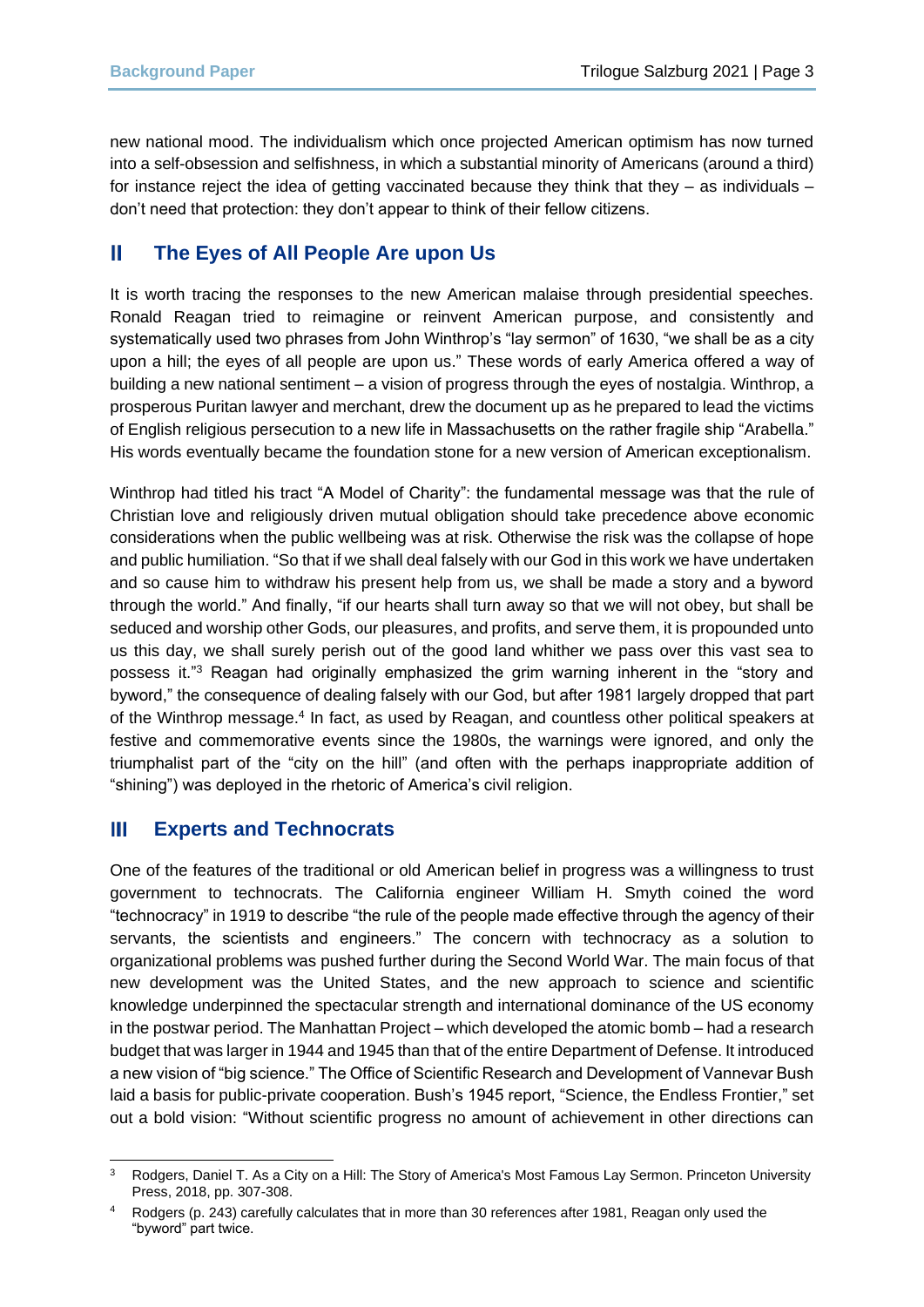new national mood. The individualism which once projected American optimism has now turned into a self-obsession and selfishness, in which a substantial minority of Americans (around a third) for instance reject the idea of getting vaccinated because they think that they – as individuals – don't need that protection: they don't appear to think of their fellow citizens.

## II The Eyes of All People Are upon Us

It is worth tracing the responses to the new American malaise through presidential speeches. Ronald Reagan tried to reimagine or reinvent American purpose, and consistently and systematically used two phrases from John Winthrop's "lay sermon" of 1630, "we shall be as a city upon a hill; the eyes of all people are upon us." These words of early America offered a way of building a new national sentiment – a vision of progress through the eyes of nostalgia. Winthrop, a prosperous Puritan lawyer and merchant, drew the document up as he prepared to lead the victims of English religious persecution to a new life in Massachusetts on the rather fragile ship "Arabella." His words eventually became the foundation stone for a new version of American exceptionalism.

Winthrop had titled his tract "A Model of Charity": the fundamental message was that the rule of Christian love and religiously driven mutual obligation should take precedence above economic considerations when the public wellbeing was at risk. Otherwise the risk was the collapse of hope and public humiliation. "So that if we shall deal falsely with our God in this work we have undertaken and so cause him to withdraw his present help from us, we shall be made a story and a byword through the world." And finally, "if our hearts shall turn away so that we will not obey, but shall be seduced and worship other Gods, our pleasures, and profits, and serve them, it is propounded unto us this day, we shall surely perish out of the good land whither we pass over this vast sea to possess it."[3] Reagan had originally emphasized the grim warning inherent in the "story and byword," the consequence of dealing falsely with our God, but after 1981 largely dropped that part of the Winthrop message.[4] In fact, as used by Reagan, and countless other political speakers at festive and commemorative events since the 1980s, the warnings were ignored, and only the triumphalist part of the "city on the hill" (and often with the perhaps inappropriate addition of "shining") was deployed in the rhetoric of America's civil religion.

## III Experts and Technocrats

One of the features of the traditional or old American belief in progress was a willingness to trust government to technocrats. The California engineer William H. Smyth coined the word "technocracy" in 1919 to describe "the rule of the people made effective through the agency of their servants, the scientists and engineers." The concern with technocracy as a solution to organizational problems was pushed further during the Second World War. The main focus of that new development was the United States, and the new approach to science and scientific knowledge underpinned the spectacular strength and international dominance of the US economy in the postwar period. The Manhattan Project – which developed the atomic bomb – had a research budget that was larger in 1944 and 1945 than that of the entire Department of Defense. It introduced a new vision of "big science." The Office of Scientific Research and Development of Vannevar Bush laid a basis for public-private cooperation. Bush's 1945 report, "Science, the Endless Frontier," set out a bold vision: "Without scientific progress no amount of achievement in other directions can

---

[3] Rodgers, Daniel T. As a City on a Hill: The Story of America's Most Famous Lay Sermon. Princeton University Press, 2018, pp. 307-308.

[4] Rodgers (p. 243) carefully calculates that in more than 30 references after 1981, Reagan only used the "byword" part twice.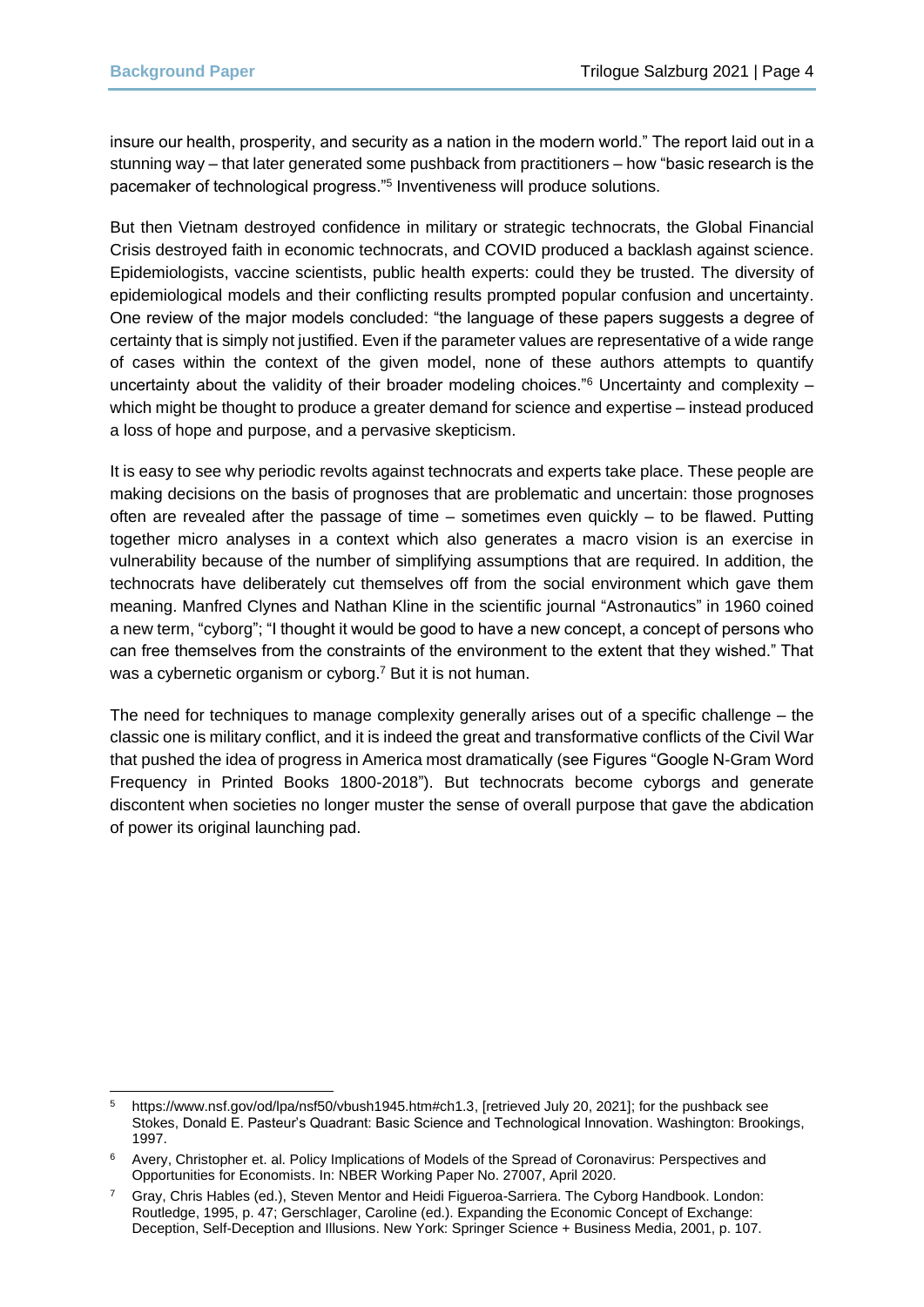insure our health, prosperity, and security as a nation in the modern world." The report laid out in a stunning way – that later generated some pushback from practitioners – how "basic research is the pacemaker of technological progress."[5] Inventiveness will produce solutions.

But then Vietnam destroyed confidence in military or strategic technocrats, the Global Financial Crisis destroyed faith in economic technocrats, and COVID produced a backlash against science. Epidemiologists, vaccine scientists, public health experts: could they be trusted. The diversity of epidemiological models and their conflicting results prompted popular confusion and uncertainty. One review of the major models concluded: "the language of these papers suggests a degree of certainty that is simply not justified. Even if the parameter values are representative of a wide range of cases within the context of the given model, none of these authors attempts to quantify uncertainty about the validity of their broader modeling choices."[6] Uncertainty and complexity – which might be thought to produce a greater demand for science and expertise – instead produced a loss of hope and purpose, and a pervasive skepticism.

It is easy to see why periodic revolts against technocrats and experts take place. These people are making decisions on the basis of prognoses that are problematic and uncertain: those prognoses often are revealed after the passage of time – sometimes even quickly – to be flawed. Putting together micro analyses in a context which also generates a macro vision is an exercise in vulnerability because of the number of simplifying assumptions that are required. In addition, the technocrats have deliberately cut themselves off from the social environment which gave them meaning. Manfred Clynes and Nathan Kline in the scientific journal "Astronautics" in 1960 coined a new term, "cyborg"; "I thought it would be good to have a new concept, a concept of persons who can free themselves from the constraints of the environment to the extent that they wished." That was a cybernetic organism or cyborg.[7] But it is not human.

The need for techniques to manage complexity generally arises out of a specific challenge – the classic one is military conflict, and it is indeed the great and transformative conflicts of the Civil War that pushed the idea of progress in America most dramatically (see Figures "Google N-Gram Word Frequency in Printed Books 1800-2018"). But technocrats become cyborgs and generate discontent when societies no longer muster the sense of overall purpose that gave the abdication of power its original launching pad.

---

[5] https://www.nsf.gov/od/lpa/nsf50/vbush1945.htm#ch1.3, [retrieved July 20, 2021]; for the pushback see Stokes, Donald E. Pasteur's Quadrant: Basic Science and Technological Innovation. Washington: Brookings, 1997.

[6] Avery, Christopher et. al. Policy Implications of Models of the Spread of Coronavirus: Perspectives and Opportunities for Economists. In: NBER Working Paper No. 27007, April 2020.

[7] Gray, Chris Hables (ed.), Steven Mentor and Heidi Figueroa-Sarriera. The Cyborg Handbook. London: Routledge, 1995, p. 47; Gerschlager, Caroline (ed.). Expanding the Economic Concept of Exchange: Deception, Self-Deception and Illusions. New York: Springer Science + Business Media, 2001, p. 107.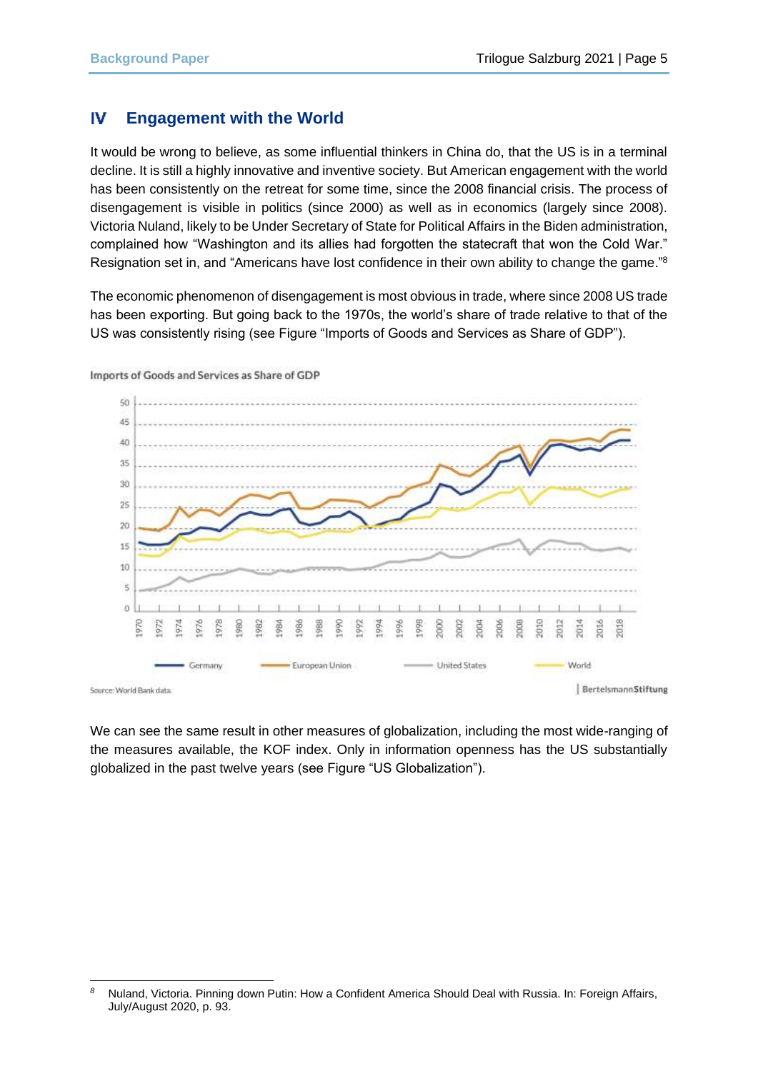## IV Engagement with the World

It would be wrong to believe, as some influential thinkers in China do, that the US is in a terminal decline. It is still a highly innovative and inventive society. But American engagement with the world has been consistently on the retreat for some time, since the 2008 financial crisis. The process of disengagement is visible in politics (since 2000) as well as in economics (largely since 2008). Victoria Nuland, likely to be Under Secretary of State for Political Affairs in the Biden administration, complained how "Washington and its allies had forgotten the statecraft that won the Cold War." Resignation set in, and "Americans have lost confidence in their own ability to change the game."[8]

The economic phenomenon of disengagement is most obvious in trade, where since 2008 US trade has been exporting. But going back to the 1970s, the world's share of trade relative to that of the US was consistently rising (see Figure "Imports of Goods and Services as Share of GDP").

Imports of Goods and Services as Share of GDP

Source: World Bank data

We can see the same result in other measures of globalization, including the most wide-ranging of the measures available, the KOF index. Only in information openness has the US substantially globalized in the past twelve years (see Figure "US Globalization").

---

[8] Nuland, Victoria. Pinning down Putin: How a Confident America Should Deal with Russia. In: Foreign Affairs, July/August 2020, p. 93.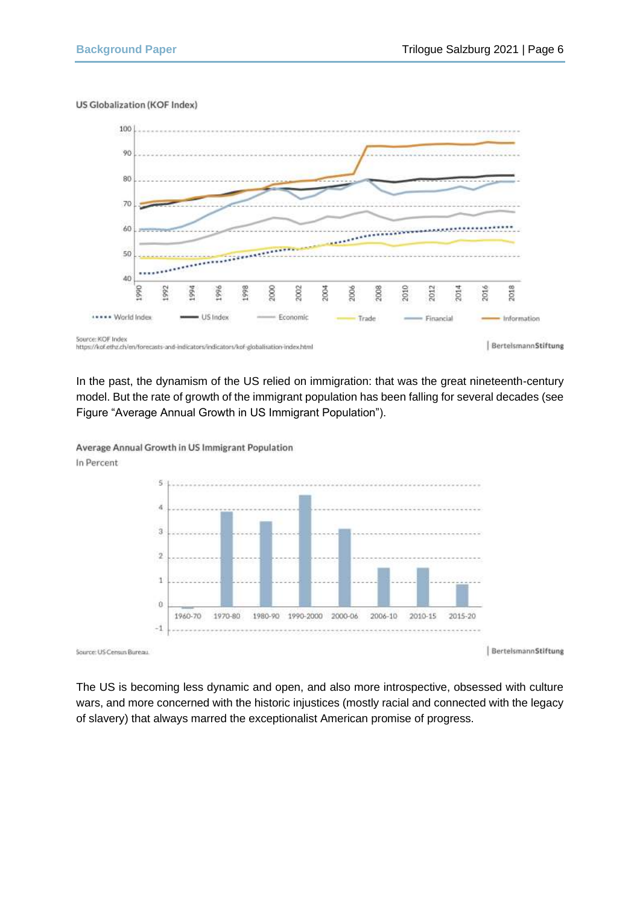US Globalization (KOF Index)

Source: KOF Index
https://kof.ethz.ch/en/forecasts-and-indicators/indicators/kof-globalisation-index.html

In the past, the dynamism of the US relied on immigration: that was the great nineteenth-century model. But the rate of growth of the immigrant population has been falling for several decades (see Figure “Average Annual Growth in US Immigrant Population”).

Average Annual Growth in US Immigrant Population
In Percent

Source: US Census Bureau.

The US is becoming less dynamic and open, and also more introspective, obsessed with culture wars, and more concerned with the historic injustices (mostly racial and connected with the legacy of slavery) that always marred the exceptionalist American promise of progress.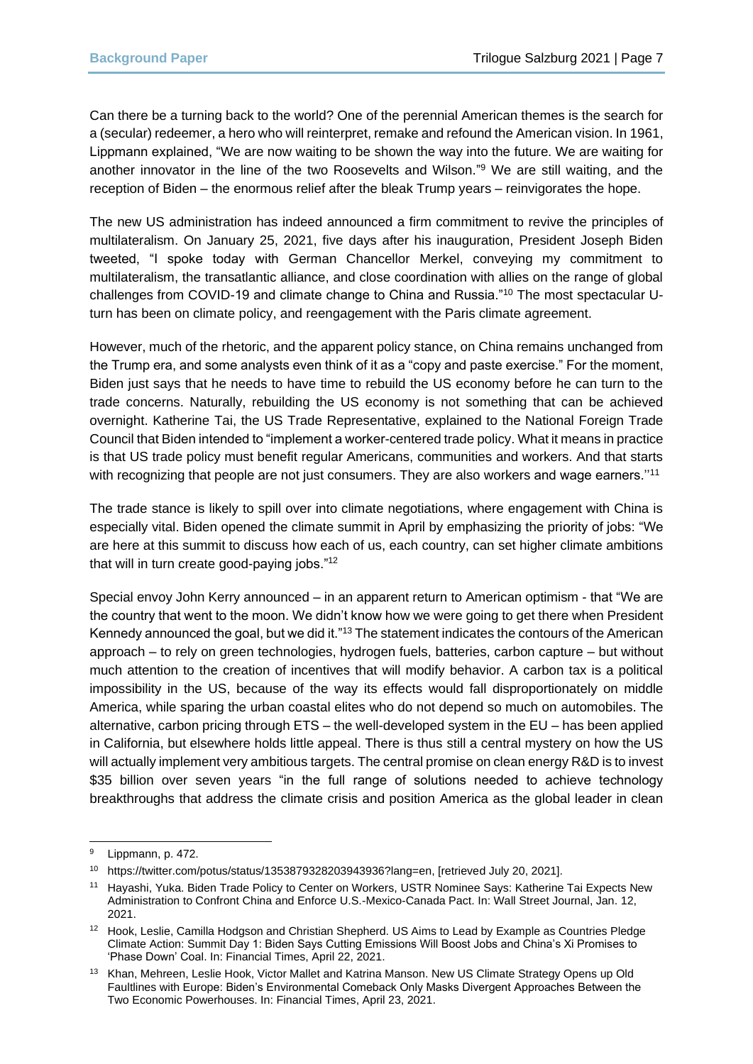Can there be a turning back to the world? One of the perennial American themes is the search for a (secular) redeemer, a hero who will reinterpret, remake and refound the American vision. In 1961, Lippmann explained, "We are now waiting to be shown the way into the future. We are waiting for another innovator in the line of the two Roosevelts and Wilson."[9] We are still waiting, and the reception of Biden – the enormous relief after the bleak Trump years – reinvigorates the hope.

The new US administration has indeed announced a firm commitment to revive the principles of multilateralism. On January 25, 2021, five days after his inauguration, President Joseph Biden tweeted, "I spoke today with German Chancellor Merkel, conveying my commitment to multilateralism, the transatlantic alliance, and close coordination with allies on the range of global challenges from COVID-19 and climate change to China and Russia."[10] The most spectacular U-turn has been on climate policy, and reengagement with the Paris climate agreement.

However, much of the rhetoric, and the apparent policy stance, on China remains unchanged from the Trump era, and some analysts even think of it as a "copy and paste exercise." For the moment, Biden just says that he needs to have time to rebuild the US economy before he can turn to the trade concerns. Naturally, rebuilding the US economy is not something that can be achieved overnight. Katherine Tai, the US Trade Representative, explained to the National Foreign Trade Council that Biden intended to "implement a worker-centered trade policy. What it means in practice is that US trade policy must benefit regular Americans, communities and workers. And that starts with recognizing that people are not just consumers. They are also workers and wage earners."[11]

The trade stance is likely to spill over into climate negotiations, where engagement with China is especially vital. Biden opened the climate summit in April by emphasizing the priority of jobs: "We are here at this summit to discuss how each of us, each country, can set higher climate ambitions that will in turn create good-paying jobs."[12]

Special envoy John Kerry announced – in an apparent return to American optimism - that "We are the country that went to the moon. We didn't know how we were going to get there when President Kennedy announced the goal, but we did it."[13] The statement indicates the contours of the American approach – to rely on green technologies, hydrogen fuels, batteries, carbon capture – but without much attention to the creation of incentives that will modify behavior. A carbon tax is a political impossibility in the US, because of the way its effects would fall disproportionately on middle America, while sparing the urban coastal elites who do not depend so much on automobiles. The alternative, carbon pricing through ETS – the well-developed system in the EU – has been applied in California, but elsewhere holds little appeal. There is thus still a central mystery on how the US will actually implement very ambitious targets. The central promise on clean energy R&D is to invest $35 billion over seven years "in the full range of solutions needed to achieve technology breakthroughs that address the climate crisis and position America as the global leader in clean

---

[9] Lippmann, p. 472.

[10] https://twitter.com/potus/status/1353879328203943936?lang=en, [retrieved July 20, 2021].

[11] Hayashi, Yuka. Biden Trade Policy to Center on Workers, USTR Nominee Says: Katherine Tai Expects New Administration to Confront China and Enforce U.S.-Mexico-Canada Pact. In: Wall Street Journal, Jan. 12, 2021.

[12] Hook, Leslie, Camilla Hodgson and Christian Shepherd. US Aims to Lead by Example as Countries Pledge Climate Action: Summit Day 1: Biden Says Cutting Emissions Will Boost Jobs and China's Xi Promises to 'Phase Down' Coal. In: Financial Times, April 22, 2021.

[13] Khan, Mehreen, Leslie Hook, Victor Mallet and Katrina Manson. New US Climate Strategy Opens up Old Faultlines with Europe: Biden's Environmental Comeback Only Masks Divergent Approaches Between the Two Economic Powerhouses. In: Financial Times, April 23, 2021.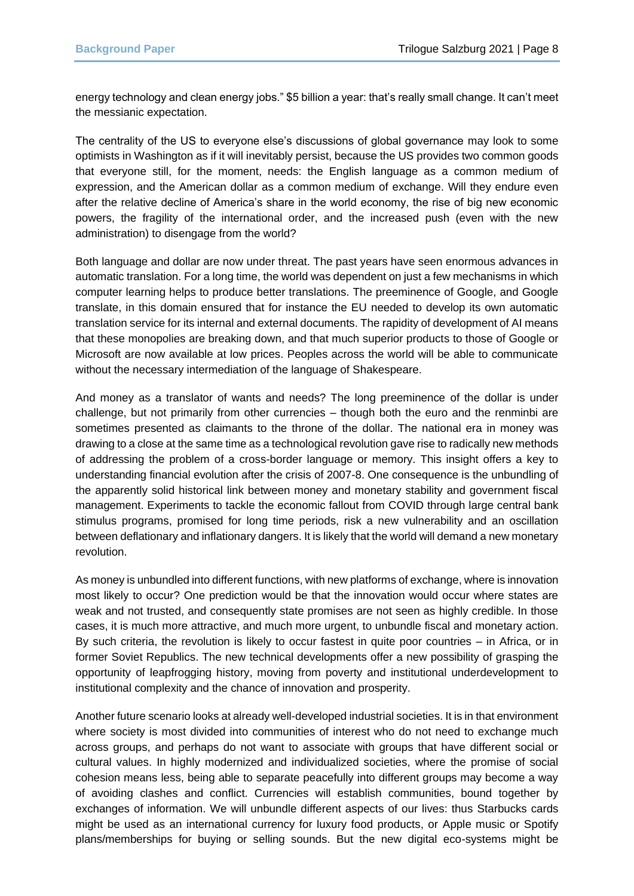energy technology and clean energy jobs." $5 billion a year: that's really small change. It can't meet the messianic expectation.

The centrality of the US to everyone else's discussions of global governance may look to some optimists in Washington as if it will inevitably persist, because the US provides two common goods that everyone still, for the moment, needs: the English language as a common medium of expression, and the American dollar as a common medium of exchange. Will they endure even after the relative decline of America's share in the world economy, the rise of big new economic powers, the fragility of the international order, and the increased push (even with the new administration) to disengage from the world?

Both language and dollar are now under threat. The past years have seen enormous advances in automatic translation. For a long time, the world was dependent on just a few mechanisms in which computer learning helps to produce better translations. The preeminence of Google, and Google translate, in this domain ensured that for instance the EU needed to develop its own automatic translation service for its internal and external documents. The rapidity of development of AI means that these monopolies are breaking down, and that much superior products to those of Google or Microsoft are now available at low prices. Peoples across the world will be able to communicate without the necessary intermediation of the language of Shakespeare.

And money as a translator of wants and needs? The long preeminence of the dollar is under challenge, but not primarily from other currencies – though both the euro and the renminbi are sometimes presented as claimants to the throne of the dollar. The national era in money was drawing to a close at the same time as a technological revolution gave rise to radically new methods of addressing the problem of a cross-border language or memory. This insight offers a key to understanding financial evolution after the crisis of 2007-8. One consequence is the unbundling of the apparently solid historical link between money and monetary stability and government fiscal management. Experiments to tackle the economic fallout from COVID through large central bank stimulus programs, promised for long time periods, risk a new vulnerability and an oscillation between deflationary and inflationary dangers. It is likely that the world will demand a new monetary revolution.

As money is unbundled into different functions, with new platforms of exchange, where is innovation most likely to occur? One prediction would be that the innovation would occur where states are weak and not trusted, and consequently state promises are not seen as highly credible. In those cases, it is much more attractive, and much more urgent, to unbundle fiscal and monetary action. By such criteria, the revolution is likely to occur fastest in quite poor countries – in Africa, or in former Soviet Republics. The new technical developments offer a new possibility of grasping the opportunity of leapfrogging history, moving from poverty and institutional underdevelopment to institutional complexity and the chance of innovation and prosperity.

Another future scenario looks at already well-developed industrial societies. It is in that environment where society is most divided into communities of interest who do not need to exchange much across groups, and perhaps do not want to associate with groups that have different social or cultural values. In highly modernized and individualized societies, where the promise of social cohesion means less, being able to separate peacefully into different groups may become a way of avoiding clashes and conflict. Currencies will establish communities, bound together by exchanges of information. We will unbundle different aspects of our lives: thus Starbucks cards might be used as an international currency for luxury food products, or Apple music or Spotify plans/memberships for buying or selling sounds. But the new digital eco-systems might be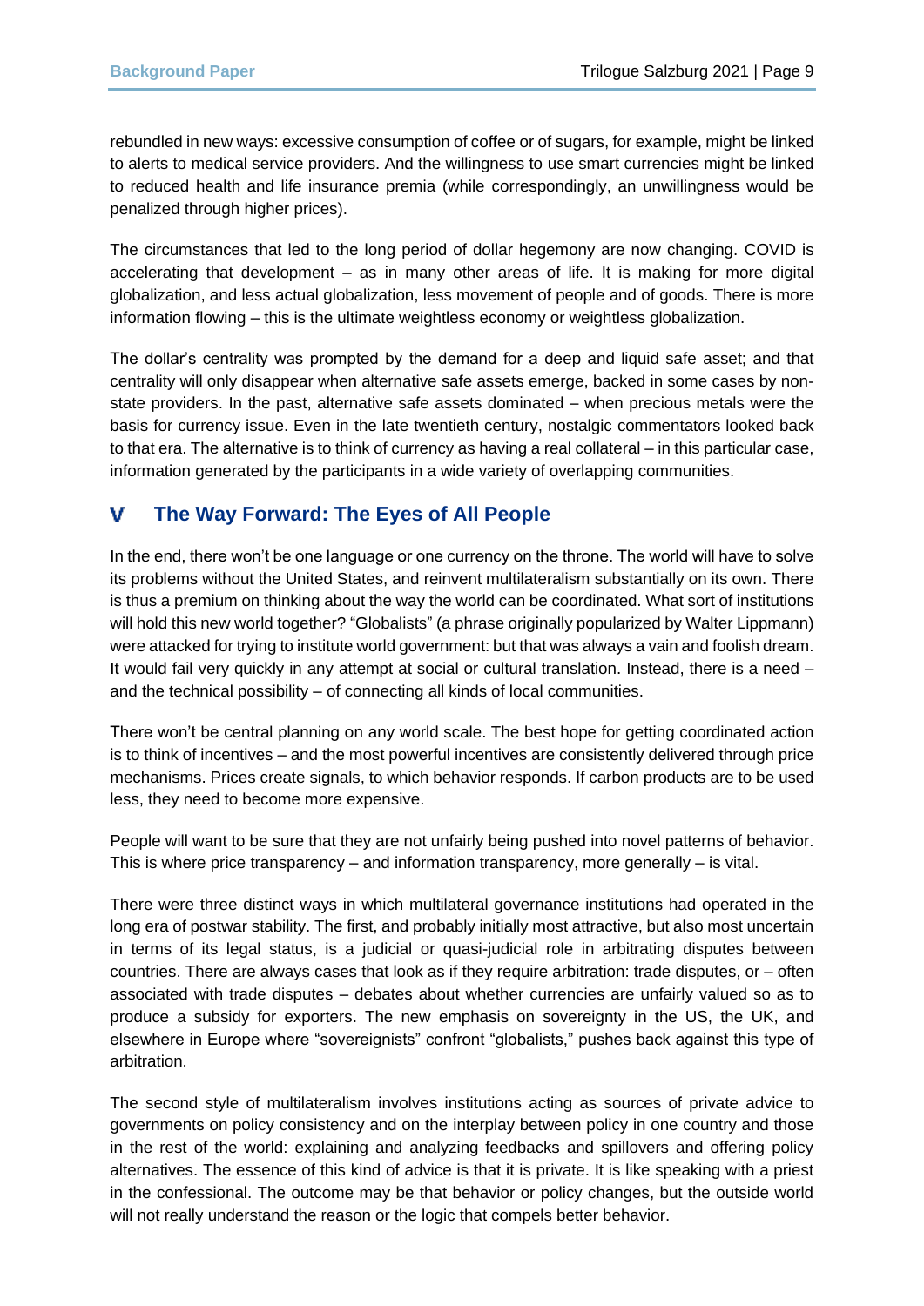rebundled in new ways: excessive consumption of coffee or of sugars, for example, might be linked to alerts to medical service providers. And the willingness to use smart currencies might be linked to reduced health and life insurance premia (while correspondingly, an unwillingness would be penalized through higher prices).

The circumstances that led to the long period of dollar hegemony are now changing. COVID is accelerating that development – as in many other areas of life. It is making for more digital globalization, and less actual globalization, less movement of people and of goods. There is more information flowing – this is the ultimate weightless economy or weightless globalization.

The dollar's centrality was prompted by the demand for a deep and liquid safe asset; and that centrality will only disappear when alternative safe assets emerge, backed in some cases by non-state providers. In the past, alternative safe assets dominated – when precious metals were the basis for currency issue. Even in the late twentieth century, nostalgic commentators looked back to that era. The alternative is to think of currency as having a real collateral – in this particular case, information generated by the participants in a wide variety of overlapping communities.

## V The Way Forward: The Eyes of All People

In the end, there won't be one language or one currency on the throne. The world will have to solve its problems without the United States, and reinvent multilateralism substantially on its own. There is thus a premium on thinking about the way the world can be coordinated. What sort of institutions will hold this new world together? "Globalists" (a phrase originally popularized by Walter Lippmann) were attacked for trying to institute world government: but that was always a vain and foolish dream. It would fail very quickly in any attempt at social or cultural translation. Instead, there is a need – and the technical possibility – of connecting all kinds of local communities.

There won't be central planning on any world scale. The best hope for getting coordinated action is to think of incentives – and the most powerful incentives are consistently delivered through price mechanisms. Prices create signals, to which behavior responds. If carbon products are to be used less, they need to become more expensive.

People will want to be sure that they are not unfairly being pushed into novel patterns of behavior. This is where price transparency – and information transparency, more generally – is vital.

There were three distinct ways in which multilateral governance institutions had operated in the long era of postwar stability. The first, and probably initially most attractive, but also most uncertain in terms of its legal status, is a judicial or quasi-judicial role in arbitrating disputes between countries. There are always cases that look as if they require arbitration: trade disputes, or – often associated with trade disputes – debates about whether currencies are unfairly valued so as to produce a subsidy for exporters. The new emphasis on sovereignty in the US, the UK, and elsewhere in Europe where "sovereignists" confront "globalists," pushes back against this type of arbitration.

The second style of multilateralism involves institutions acting as sources of private advice to governments on policy consistency and on the interplay between policy in one country and those in the rest of the world: explaining and analyzing feedbacks and spillovers and offering policy alternatives. The essence of this kind of advice is that it is private. It is like speaking with a priest in the confessional. The outcome may be that behavior or policy changes, but the outside world will not really understand the reason or the logic that compels better behavior.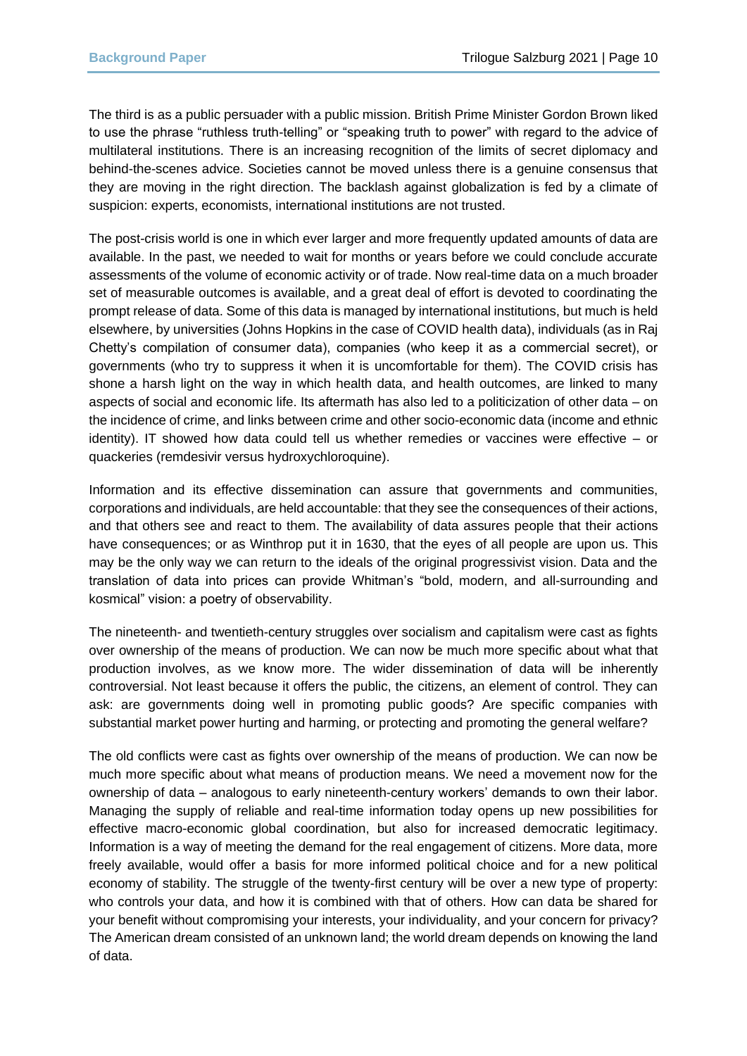The third is as a public persuader with a public mission. British Prime Minister Gordon Brown liked to use the phrase "ruthless truth-telling" or "speaking truth to power" with regard to the advice of multilateral institutions. There is an increasing recognition of the limits of secret diplomacy and behind-the-scenes advice. Societies cannot be moved unless there is a genuine consensus that they are moving in the right direction. The backlash against globalization is fed by a climate of suspicion: experts, economists, international institutions are not trusted.

The post-crisis world is one in which ever larger and more frequently updated amounts of data are available. In the past, we needed to wait for months or years before we could conclude accurate assessments of the volume of economic activity or of trade. Now real-time data on a much broader set of measurable outcomes is available, and a great deal of effort is devoted to coordinating the prompt release of data. Some of this data is managed by international institutions, but much is held elsewhere, by universities (Johns Hopkins in the case of COVID health data), individuals (as in Raj Chetty's compilation of consumer data), companies (who keep it as a commercial secret), or governments (who try to suppress it when it is uncomfortable for them). The COVID crisis has shone a harsh light on the way in which health data, and health outcomes, are linked to many aspects of social and economic life. Its aftermath has also led to a politicization of other data – on the incidence of crime, and links between crime and other socio-economic data (income and ethnic identity). IT showed how data could tell us whether remedies or vaccines were effective – or quackeries (remdesivir versus hydroxychloroquine).

Information and its effective dissemination can assure that governments and communities, corporations and individuals, are held accountable: that they see the consequences of their actions, and that others see and react to them. The availability of data assures people that their actions have consequences; or as Winthrop put it in 1630, that the eyes of all people are upon us. This may be the only way we can return to the ideals of the original progressivist vision. Data and the translation of data into prices can provide Whitman's "bold, modern, and all-surrounding and kosmical" vision: a poetry of observability.

The nineteenth- and twentieth-century struggles over socialism and capitalism were cast as fights over ownership of the means of production. We can now be much more specific about what that production involves, as we know more. The wider dissemination of data will be inherently controversial. Not least because it offers the public, the citizens, an element of control. They can ask: are governments doing well in promoting public goods? Are specific companies with substantial market power hurting and harming, or protecting and promoting the general welfare?

The old conflicts were cast as fights over ownership of the means of production. We can now be much more specific about what means of production means. We need a movement now for the ownership of data – analogous to early nineteenth-century workers' demands to own their labor. Managing the supply of reliable and real-time information today opens up new possibilities for effective macro-economic global coordination, but also for increased democratic legitimacy. Information is a way of meeting the demand for the real engagement of citizens. More data, more freely available, would offer a basis for more informed political choice and for a new political economy of stability. The struggle of the twenty-first century will be over a new type of property: who controls your data, and how it is combined with that of others. How can data be shared for your benefit without compromising your interests, your individuality, and your concern for privacy? The American dream consisted of an unknown land; the world dream depends on knowing the land of data.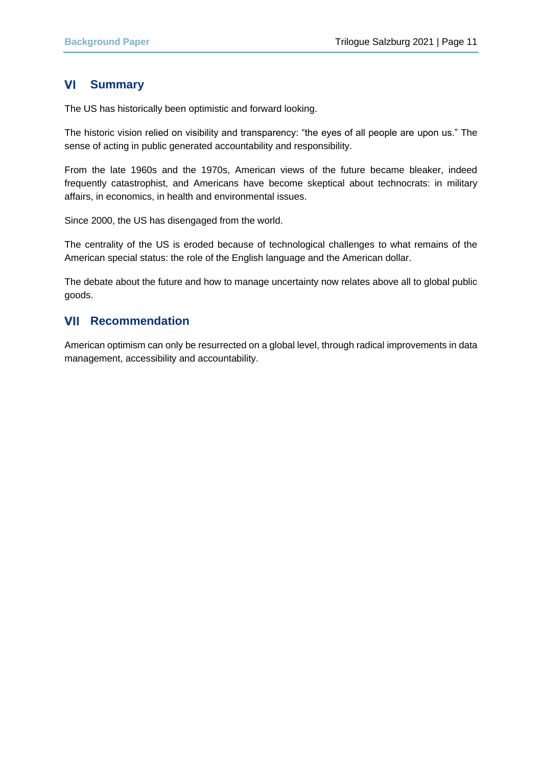## VI Summary

The US has historically been optimistic and forward looking.

The historic vision relied on visibility and transparency: “the eyes of all people are upon us.” The sense of acting in public generated accountability and responsibility.

From the late 1960s and the 1970s, American views of the future became bleaker, indeed frequently catastrophist, and Americans have become skeptical about technocrats: in military affairs, in economics, in health and environmental issues.

Since 2000, the US has disengaged from the world.

The centrality of the US is eroded because of technological challenges to what remains of the American special status: the role of the English language and the American dollar.

The debate about the future and how to manage uncertainty now relates above all to global public goods.

## VII Recommendation

American optimism can only be resurrected on a global level, through radical improvements in data management, accessibility and accountability.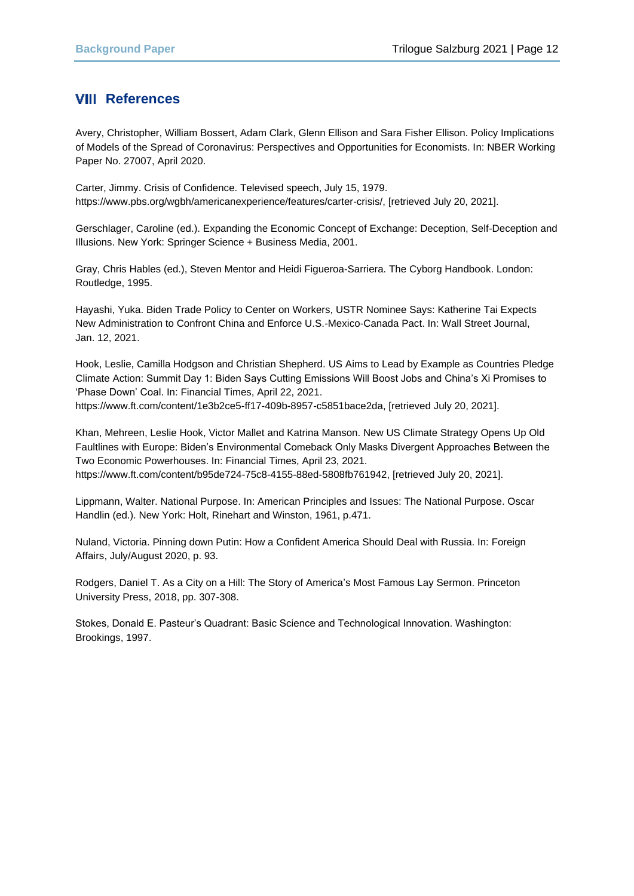## VIII References

Avery, Christopher, William Bossert, Adam Clark, Glenn Ellison and Sara Fisher Ellison. Policy Implications of Models of the Spread of Coronavirus: Perspectives and Opportunities for Economists. In: NBER Working Paper No. 27007, April 2020.

Carter, Jimmy. Crisis of Confidence. Televised speech, July 15, 1979. https://www.pbs.org/wgbh/americanexperience/features/carter-crisis/, [retrieved July 20, 2021].

Gerschlager, Caroline (ed.). Expanding the Economic Concept of Exchange: Deception, Self-Deception and Illusions. New York: Springer Science + Business Media, 2001.

Gray, Chris Hables (ed.), Steven Mentor and Heidi Figueroa-Sarriera. The Cyborg Handbook. London: Routledge, 1995.

Hayashi, Yuka. Biden Trade Policy to Center on Workers, USTR Nominee Says: Katherine Tai Expects New Administration to Confront China and Enforce U.S.-Mexico-Canada Pact. In: Wall Street Journal, Jan. 12, 2021.

Hook, Leslie, Camilla Hodgson and Christian Shepherd. US Aims to Lead by Example as Countries Pledge Climate Action: Summit Day 1: Biden Says Cutting Emissions Will Boost Jobs and China's Xi Promises to 'Phase Down' Coal. In: Financial Times, April 22, 2021. https://www.ft.com/content/1e3b2ce5-ff17-409b-8957-c5851bace2da, [retrieved July 20, 2021].

Khan, Mehreen, Leslie Hook, Victor Mallet and Katrina Manson. New US Climate Strategy Opens Up Old Faultlines with Europe: Biden's Environmental Comeback Only Masks Divergent Approaches Between the Two Economic Powerhouses. In: Financial Times, April 23, 2021. https://www.ft.com/content/b95de724-75c8-4155-88ed-5808fb761942, [retrieved July 20, 2021].

Lippmann, Walter. National Purpose. In: American Principles and Issues: The National Purpose. Oscar Handlin (ed.). New York: Holt, Rinehart and Winston, 1961, p.471.

Nuland, Victoria. Pinning down Putin: How a Confident America Should Deal with Russia. In: Foreign Affairs, July/August 2020, p. 93.

Rodgers, Daniel T. As a City on a Hill: The Story of America's Most Famous Lay Sermon. Princeton University Press, 2018, pp. 307-308.

Stokes, Donald E. Pasteur's Quadrant: Basic Science and Technological Innovation. Washington: Brookings, 1997.